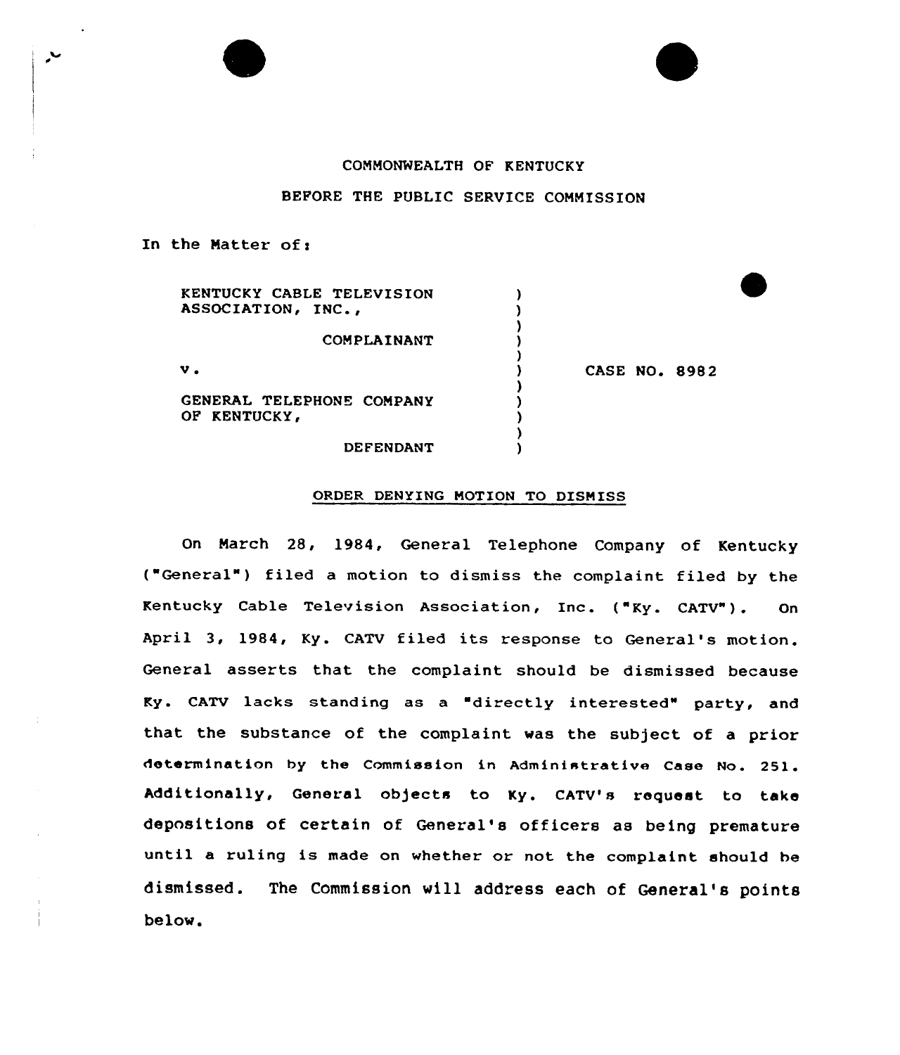COMMONWEALTH OF KENTUCKY

BEFORE THE PUBLIC SERVICE COMMISSION

In the Matter of:

KENTUCKY CABLE TELEVISION ASSOCIATION, INC.,

COMPLAINANT

v.

GENERAL TELEPHONE COMPANY OF KENTUCKY,

DEFENDANT

CASE NO. 8982

ORDER DENYING MOTION TO DISMISS

On March 28, 1984, General Telephone Company of Kentucky ("General") filed a motion to dismiss the complaint filed by the Kentucky Cable Television Association, Inc. ("Ky. CATV"). On April 3, 1984, Ky. CATV filed its response to General's motion. General asserts that the complaint should be dismissed because Ky. CATV lacks standing as a "directly interested" party, and that the substance of the complaint was the subject of a prior determination by the Commission in Administrative Case No. 251. Additionally, General objects to Ky. CATV's request to take depositions of certain of General's officers as being premature until a ruling is made on whether or not the complaint should be dismissed. The Commission will address each of General's points below.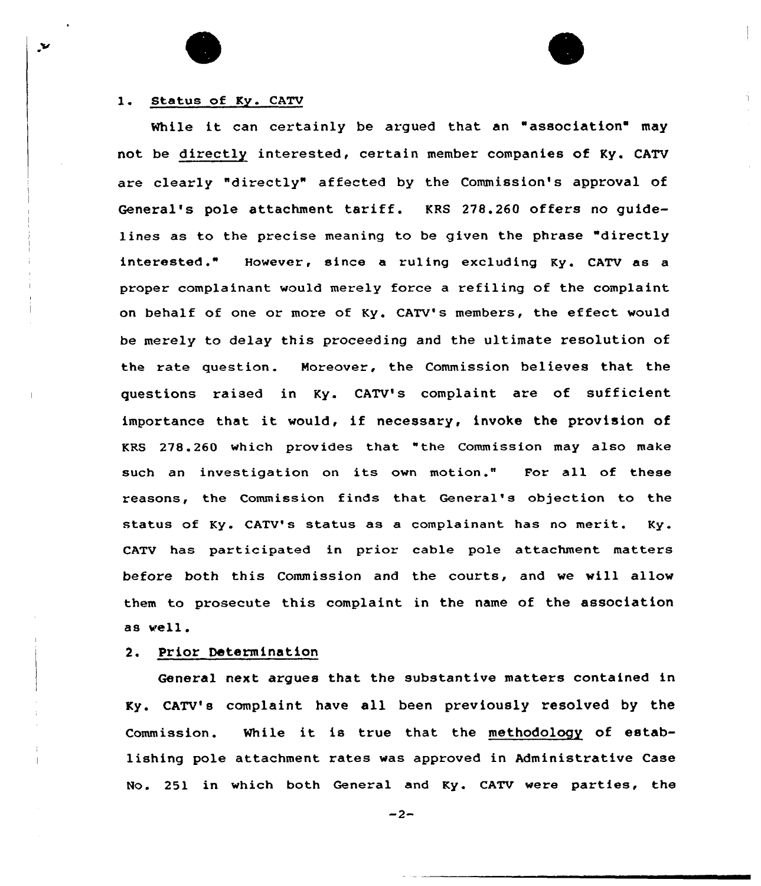1. Status of Ky. CATV

While it can certainly be argued that an "association" may not be directly interested, certain member companies of Ky. CATV are clearly "directly" affected by the Commission's approval of General's pole attachment tariff. KRS 278.260 offers no guidelines as to the precise meaning to be given the phrase "directly interested." However, since a ruling excluding Ky. CATV as a proper complainant would merely force a refiling of the complaint on behalf of one or more of Ky. CATV's members, the effect would be merely to delay this proceeding and the ultimate resolution of the rate question. Moreover, the Commission believes that the questions raised in Ky. CATV's complaint are of sufficient importance that it would, if necessary, invoke the provision of KRS 278.260 which provides that "the Commission may also make such an investigation on its own motion." For all of these reasons, the Commission finds that General's objection to the status of Ky. CATV's status as a complainant has no merit. Ky. CATV has participated in prior cable pole attachment matters before both this Commission and the courts, and we will allow them to prosecute this complaint in the name of the association as well.

2. Prior Determination

General next argues that the substantive matters contained in Ky. CATV's complaint have all been previously resolved by the Commission. While it is true that the methodology of establishing pole attachment rates was approved in Administrative Case No. 251 in which both General and Ky. CATV were parties, the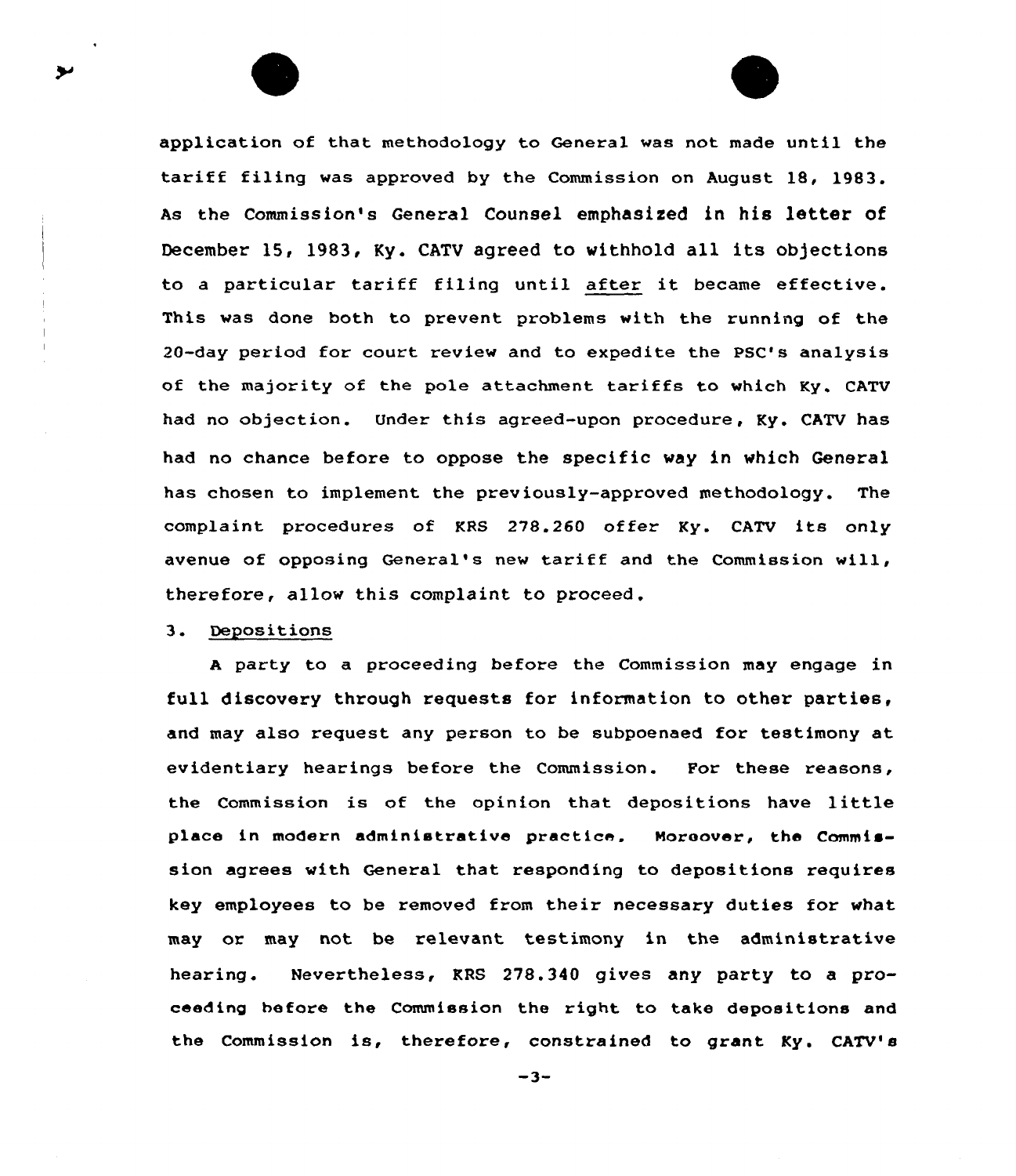application of that methodology to General was not made until the tariff filing was approved by the Commission on August 18, 1983. As the Commission's General Counsel emphasized in his letter of December 15, 1983, Ky. CATV agreed to withhold all its objections to a particular tariff filing until after it became effective. This was done both to prevent problems with the running of the 20-day period for court review and to expedite the PSC's analysis of the majority of the pole attachment tariffs to which Ky. CATV had no objection. Under this agreed-upon procedure, Ky. CATV has had no chance before to oppose the specific way in which General has chosen to implement the previously-approved methodology. The complaint procedures of KRS 278.260 offer Ky. CATV its only avenue of opposing General's new tariff and the Commission will, therefore, allow this complaint to proceed.

3. Depositions

A party to a proceeding before the Commission may engage in full discovery through requests for information to other parties, and may also request any person to be subpoenaed for testimony at evidentiary hearings before the Commission. For these reasons, the Commission is of the opinion that depositions have little place in modern administrative practice. Moreover, the Commission agrees with General that responding to depositions requires key employees to be removed from their necessary duties for what may or may not be relevant testimony in the administrative hearing. Nevertheless, KRS 278.340 gives any party to a proceeding before the Commission the right to take depositions and the Commission is, therefore, constrained to grant Ky. CATV's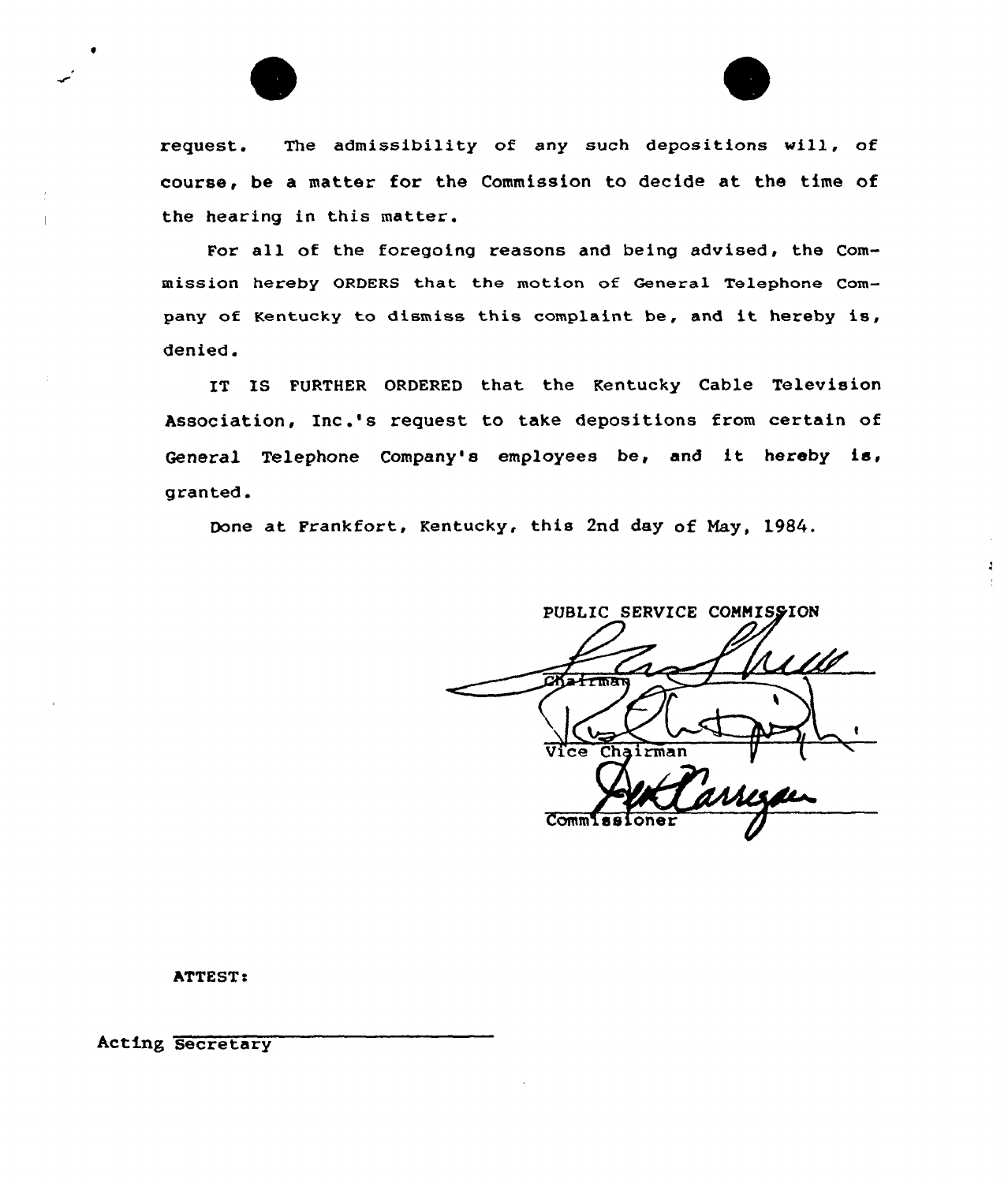request. The admissibility of any such depositions will, of course, be a matter for the Commission to decide at the time of the hearing in this matter.

For all of the foregoing reasons and being advised, the Commission hereby ORDERS that the motion of General Telephone Company of Kentucky to dismiss this complaint be, and it hereby is, denied.

IT IS FURTHER ORDERED that the Kentucky Cable Television Association, Inc.'s request to take depositions from certain of General Telephone Company's employees be, and it hereby is, granted.

Done at Frankfort, Kentucky, this 2nd day of May, 1984.

PUBLIC SERVICE COMMISSION

Chairman

Vice Chairman

Commissioner

ATTEST:

Acting Secretary